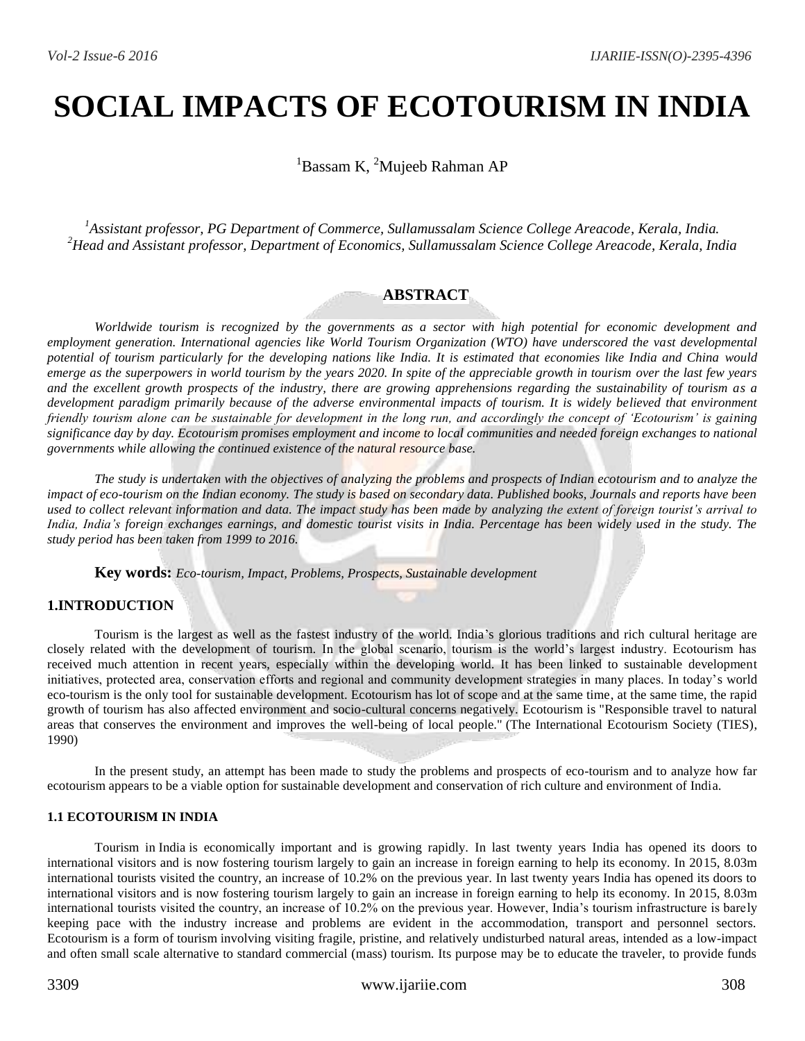# SOCIAL IMPACTS OF ECOTOURISM IN INDIA

[1]Bassam K, [2]Mujeeb Rahman AP

*[1]Assistant professor, PG Department of Commerce, Sullamussalam Science College Areacode, Kerala, India.*
*[2]Head and Assistant professor, Department of Economics, Sullamussalam Science College Areacode, Kerala, India*

## ABSTRACT

*Worldwide tourism is recognized by the governments as a sector with high potential for economic development and employment generation. International agencies like World Tourism Organization (WTO) have underscored the vast developmental potential of tourism particularly for the developing nations like India. It is estimated that economies like India and China would emerge as the superpowers in world tourism by the years 2020. In spite of the appreciable growth in tourism over the last few years and the excellent growth prospects of the industry, there are growing apprehensions regarding the sustainability of tourism as a development paradigm primarily because of the adverse environmental impacts of tourism. It is widely believed that environment friendly tourism alone can be sustainable for development in the long run, and accordingly the concept of 'Ecotourism' is gaining significance day by day. Ecotourism promises employment and income to local communities and needed foreign exchanges to national governments while allowing the continued existence of the natural resource base.*

*The study is undertaken with the objectives of analyzing the problems and prospects of Indian ecotourism and to analyze the impact of eco-tourism on the Indian economy. The study is based on secondary data. Published books, Journals and reports have been used to collect relevant information and data. The impact study has been made by analyzing the extent of foreign tourist's arrival to India, India's foreign exchanges earnings, and domestic tourist visits in India. Percentage has been widely used in the study. The study period has been taken from 1999 to 2016.*

**Key words:** *Eco-tourism, Impact, Problems, Prospects, Sustainable development*

## 1.INTRODUCTION

Tourism is the largest as well as the fastest industry of the world. India's glorious traditions and rich cultural heritage are closely related with the development of tourism. In the global scenario, tourism is the world's largest industry. Ecotourism has received much attention in recent years, especially within the developing world. It has been linked to sustainable development initiatives, protected area, conservation efforts and regional and community development strategies in many places. In today's world eco-tourism is the only tool for sustainable development. Ecotourism has lot of scope and at the same time, at the same time, the rapid growth of tourism has also affected environment and socio-cultural concerns negatively. Ecotourism is "Responsible travel to natural areas that conserves the environment and improves the well-being of local people." (The International Ecotourism Society (TIES), 1990)

In the present study, an attempt has been made to study the problems and prospects of eco-tourism and to analyze how far ecotourism appears to be a viable option for sustainable development and conservation of rich culture and environment of India.

### 1.1 ECOTOURISM IN INDIA

Tourism in India is economically important and is growing rapidly. In last twenty years India has opened its doors to international visitors and is now fostering tourism largely to gain an increase in foreign earning to help its economy. In 2015, 8.03m international tourists visited the country, an increase of 10.2% on the previous year. In last twenty years India has opened its doors to international visitors and is now fostering tourism largely to gain an increase in foreign earning to help its economy. In 2015, 8.03m international tourists visited the country, an increase of 10.2% on the previous year. However, India's tourism infrastructure is barely keeping pace with the industry increase and problems are evident in the accommodation, transport and personnel sectors. Ecotourism is a form of tourism involving visiting fragile, pristine, and relatively undisturbed natural areas, intended as a low-impact and often small scale alternative to standard commercial (mass) tourism. Its purpose may be to educate the traveler, to provide funds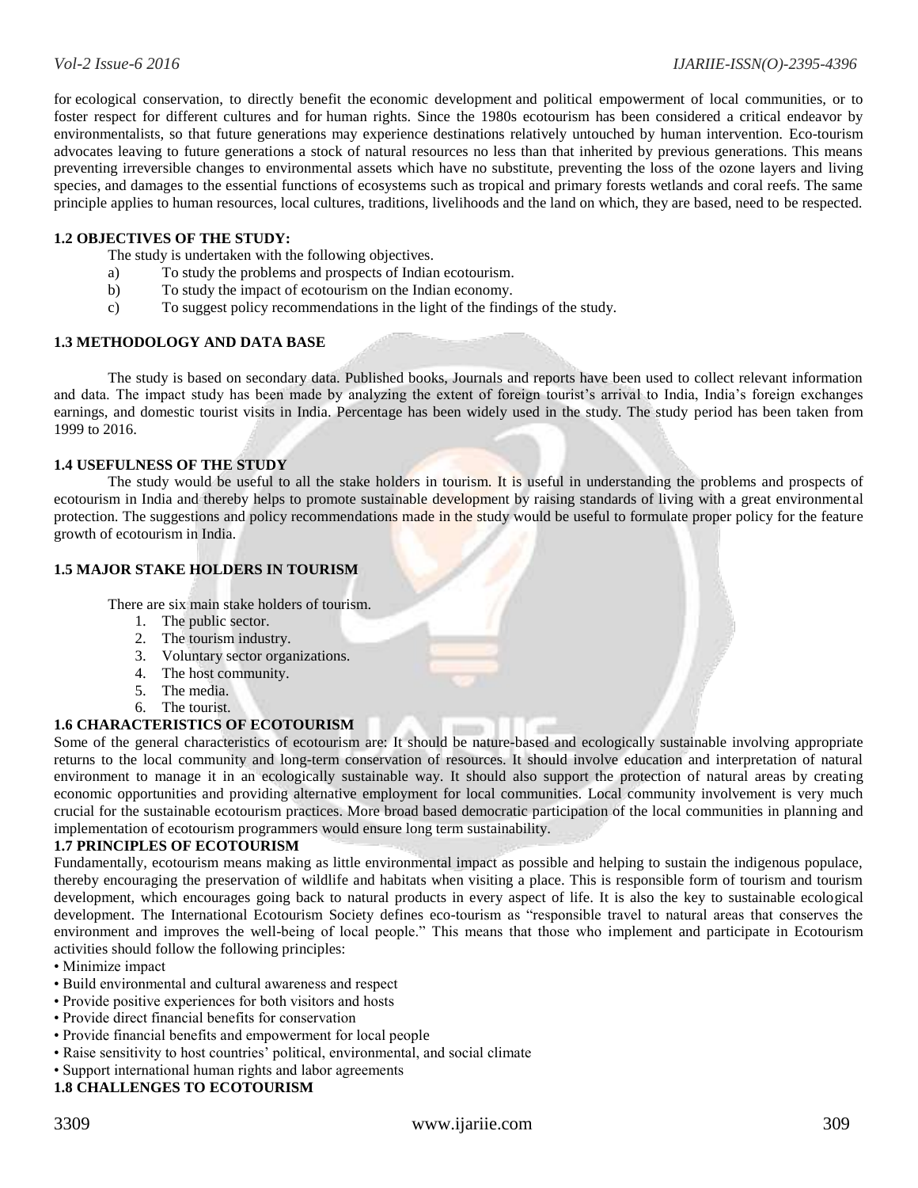for ecological conservation, to directly benefit the economic development and political empowerment of local communities, or to foster respect for different cultures and for human rights. Since the 1980s ecotourism has been considered a critical endeavor by environmentalists, so that future generations may experience destinations relatively untouched by human intervention. Eco-tourism advocates leaving to future generations a stock of natural resources no less than that inherited by previous generations. This means preventing irreversible changes to environmental assets which have no substitute, preventing the loss of the ozone layers and living species, and damages to the essential functions of ecosystems such as tropical and primary forests wetlands and coral reefs. The same principle applies to human resources, local cultures, traditions, livelihoods and the land on which, they are based, need to be respected.

### 1.2 OBJECTIVES OF THE STUDY:

The study is undertaken with the following objectives.

a) To study the problems and prospects of Indian ecotourism.
b) To study the impact of ecotourism on the Indian economy.
c) To suggest policy recommendations in the light of the findings of the study.

### 1.3 METHODOLOGY AND DATA BASE

The study is based on secondary data. Published books, Journals and reports have been used to collect relevant information and data. The impact study has been made by analyzing the extent of foreign tourist's arrival to India, India's foreign exchanges earnings, and domestic tourist visits in India. Percentage has been widely used in the study. The study period has been taken from 1999 to 2016.

### 1.4 USEFULNESS OF THE STUDY

The study would be useful to all the stake holders in tourism. It is useful in understanding the problems and prospects of ecotourism in India and thereby helps to promote sustainable development by raising standards of living with a great environmental protection. The suggestions and policy recommendations made in the study would be useful to formulate proper policy for the feature growth of ecotourism in India.

### 1.5 MAJOR STAKE HOLDERS IN TOURISM

There are six main stake holders of tourism.

1. The public sector.
2. The tourism industry.
3. Voluntary sector organizations.
4. The host community.
5. The media.
6. The tourist.

### 1.6 CHARACTERISTICS OF ECOTOURISM

Some of the general characteristics of ecotourism are: It should be nature-based and ecologically sustainable involving appropriate returns to the local community and long-term conservation of resources. It should involve education and interpretation of natural environment to manage it in an ecologically sustainable way. It should also support the protection of natural areas by creating economic opportunities and providing alternative employment for local communities. Local community involvement is very much crucial for the sustainable ecotourism practices. More broad based democratic participation of the local communities in planning and implementation of ecotourism programmers would ensure long term sustainability.

### 1.7 PRINCIPLES OF ECOTOURISM

Fundamentally, ecotourism means making as little environmental impact as possible and helping to sustain the indigenous populace, thereby encouraging the preservation of wildlife and habitats when visiting a place. This is responsible form of tourism and tourism development, which encourages going back to natural products in every aspect of life. It is also the key to sustainable ecological development. The International Ecotourism Society defines eco-tourism as "responsible travel to natural areas that conserves the environment and improves the well-being of local people." This means that those who implement and participate in Ecotourism activities should follow the following principles:

- Minimize impact
- Build environmental and cultural awareness and respect
- Provide positive experiences for both visitors and hosts
- Provide direct financial benefits for conservation
- Provide financial benefits and empowerment for local people
- Raise sensitivity to host countries' political, environmental, and social climate
- Support international human rights and labor agreements

### 1.8 CHALLENGES TO ECOTOURISM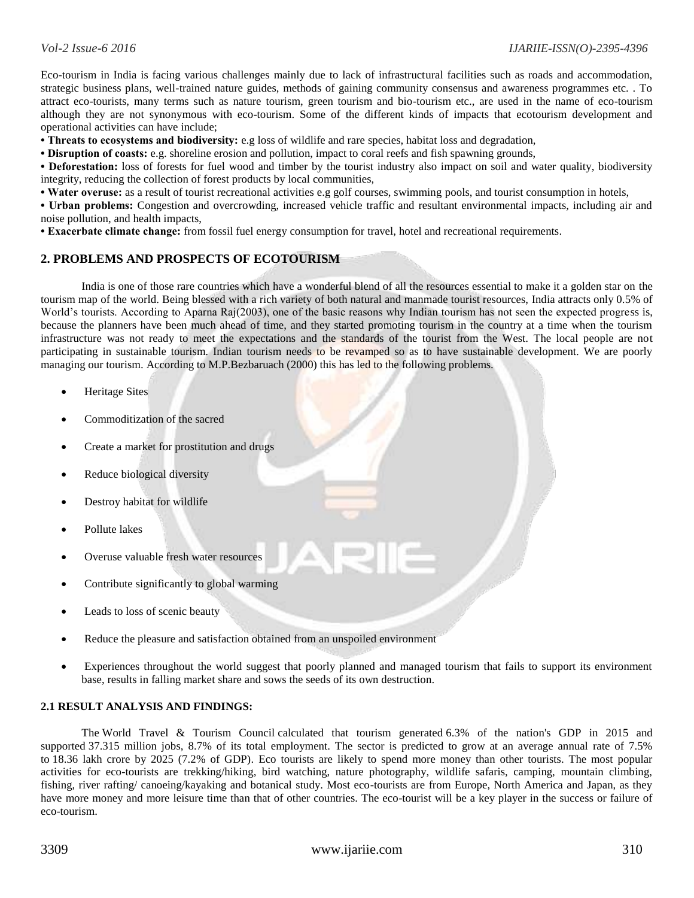Eco-tourism in India is facing various challenges mainly due to lack of infrastructural facilities such as roads and accommodation, strategic business plans, well-trained nature guides, methods of gaining community consensus and awareness programmes etc. . To attract eco-tourists, many terms such as nature tourism, green tourism and bio-tourism etc., are used in the name of eco-tourism although they are not synonymous with eco-tourism. Some of the different kinds of impacts that ecotourism development and operational activities can have include;

• **Threats to ecosystems and biodiversity:** e.g loss of wildlife and rare species, habitat loss and degradation,

• **Disruption of coasts:** e.g. shoreline erosion and pollution, impact to coral reefs and fish spawning grounds,

• **Deforestation:** loss of forests for fuel wood and timber by the tourist industry also impact on soil and water quality, biodiversity integrity, reducing the collection of forest products by local communities,

• **Water overuse:** as a result of tourist recreational activities e.g golf courses, swimming pools, and tourist consumption in hotels,

• **Urban problems:** Congestion and overcrowding, increased vehicle traffic and resultant environmental impacts, including air and noise pollution, and health impacts,

• **Exacerbate climate change:** from fossil fuel energy consumption for travel, hotel and recreational requirements.

## 2. PROBLEMS AND PROSPECTS OF ECOTOURISM

India is one of those rare countries which have a wonderful blend of all the resources essential to make it a golden star on the tourism map of the world. Being blessed with a rich variety of both natural and manmade tourist resources, India attracts only 0.5% of World's tourists. According to Aparna Raj(2003), one of the basic reasons why Indian tourism has not seen the expected progress is, because the planners have been much ahead of time, and they started promoting tourism in the country at a time when the tourism infrastructure was not ready to meet the expectations and the standards of the tourist from the West. The local people are not participating in sustainable tourism. Indian tourism needs to be revamped so as to have sustainable development. We are poorly managing our tourism. According to M.P.Bezbaruach (2000) this has led to the following problems.

- Heritage Sites
- Commoditization of the sacred
- Create a market for prostitution and drugs
- Reduce biological diversity
- Destroy habitat for wildlife
- Pollute lakes
- Overuse valuable fresh water resources
- Contribute significantly to global warming
- Leads to loss of scenic beauty
- Reduce the pleasure and satisfaction obtained from an unspoiled environment
- Experiences throughout the world suggest that poorly planned and managed tourism that fails to support its environment base, results in falling market share and sows the seeds of its own destruction.

### 2.1 RESULT ANALYSIS AND FINDINGS:

The World Travel & Tourism Council calculated that tourism generated 6.3% of the nation's GDP in 2015 and supported 37.315 million jobs, 8.7% of its total employment. The sector is predicted to grow at an average annual rate of 7.5% to 18.36 lakh crore by 2025 (7.2% of GDP). Eco tourists are likely to spend more money than other tourists. The most popular activities for eco-tourists are trekking/hiking, bird watching, nature photography, wildlife safaris, camping, mountain climbing, fishing, river rafting/ canoeing/kayaking and botanical study. Most eco-tourists are from Europe, North America and Japan, as they have more money and more leisure time than that of other countries. The eco-tourist will be a key player in the success or failure of eco-tourism.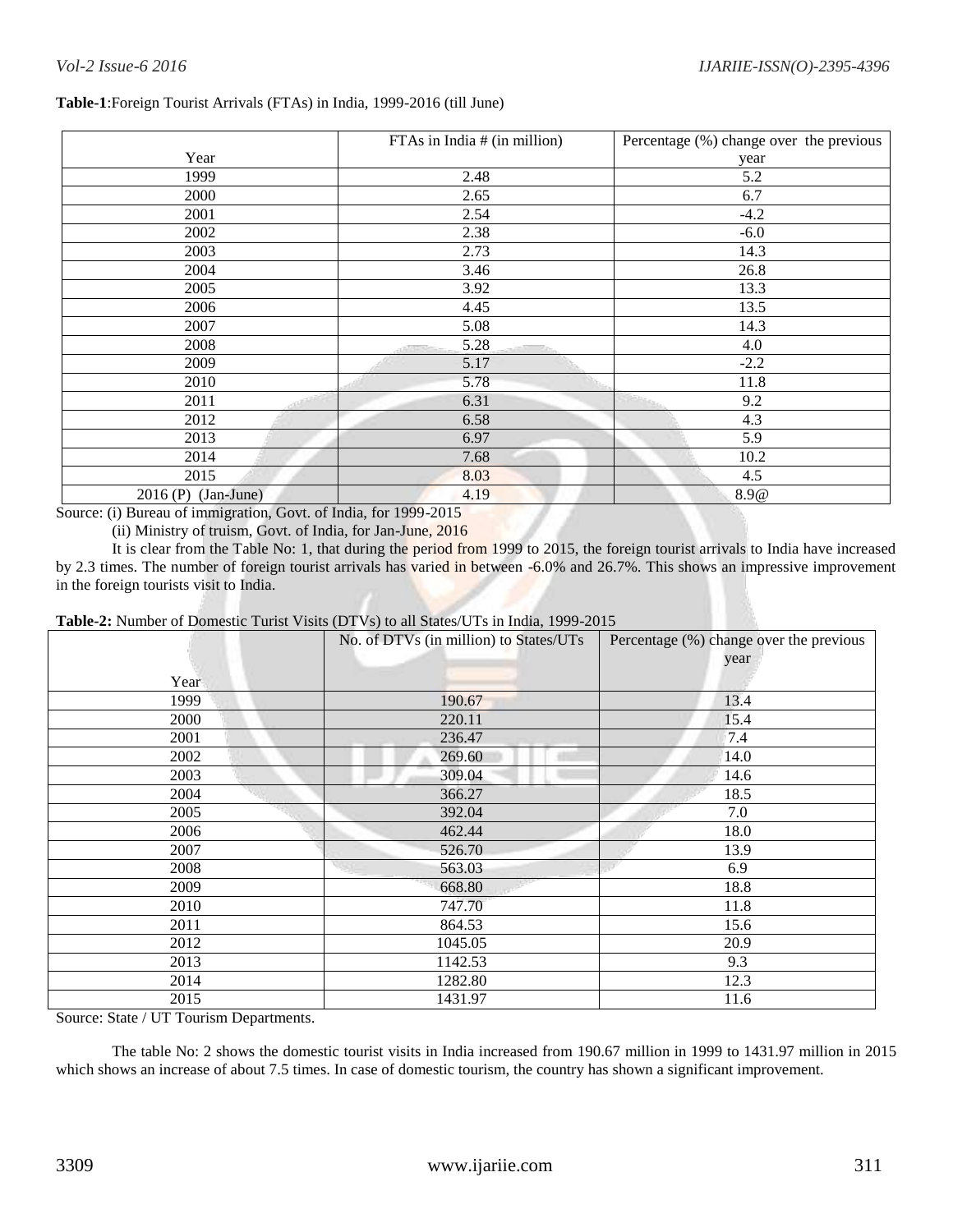**Table-1**:Foreign Tourist Arrivals (FTAs) in India, 1999-2016 (till June)

| Year | FTAs in India # (in million) | Percentage (%) change over the previous year |
|---|---|---|
| 1999 | 2.48 | 5.2 |
| 2000 | 2.65 | 6.7 |
| 2001 | 2.54 | -4.2 |
| 2002 | 2.38 | -6.0 |
| 2003 | 2.73 | 14.3 |
| 2004 | 3.46 | 26.8 |
| 2005 | 3.92 | 13.3 |
| 2006 | 4.45 | 13.5 |
| 2007 | 5.08 | 14.3 |
| 2008 | 5.28 | 4.0 |
| 2009 | 5.17 | -2.2 |
| 2010 | 5.78 | 11.8 |
| 2011 | 6.31 | 9.2 |
| 2012 | 6.58 | 4.3 |
| 2013 | 6.97 | 5.9 |
| 2014 | 7.68 | 10.2 |
| 2015 | 8.03 | 4.5 |
| 2016 (P) (Jan-June) | 4.19 | 8.9@ |

Source: (i) Bureau of immigration, Govt. of India, for 1999-2015

(ii) Ministry of truism, Govt. of India, for Jan-June, 2016

It is clear from the Table No: 1, that during the period from 1999 to 2015, the foreign tourist arrivals to India have increased by 2.3 times. The number of foreign tourist arrivals has varied in between -6.0% and 26.7%. This shows an impressive improvement in the foreign tourists visit to India.

**Table-2:** Number of Domestic Turist Visits (DTVs) to all States/UTs in India, 1999-2015

| Year | No. of DTVs (in million) to States/UTs | Percentage (%) change over the previous year |
|---|---|---|
| 1999 | 190.67 | 13.4 |
| 2000 | 220.11 | 15.4 |
| 2001 | 236.47 | 7.4 |
| 2002 | 269.60 | 14.0 |
| 2003 | 309.04 | 14.6 |
| 2004 | 366.27 | 18.5 |
| 2005 | 392.04 | 7.0 |
| 2006 | 462.44 | 18.0 |
| 2007 | 526.70 | 13.9 |
| 2008 | 563.03 | 6.9 |
| 2009 | 668.80 | 18.8 |
| 2010 | 747.70 | 11.8 |
| 2011 | 864.53 | 15.6 |
| 2012 | 1045.05 | 20.9 |
| 2013 | 1142.53 | 9.3 |
| 2014 | 1282.80 | 12.3 |
| 2015 | 1431.97 | 11.6 |

Source: State / UT Tourism Departments.

The table No: 2 shows the domestic tourist visits in India increased from 190.67 million in 1999 to 1431.97 million in 2015 which shows an increase of about 7.5 times. In case of domestic tourism, the country has shown a significant improvement.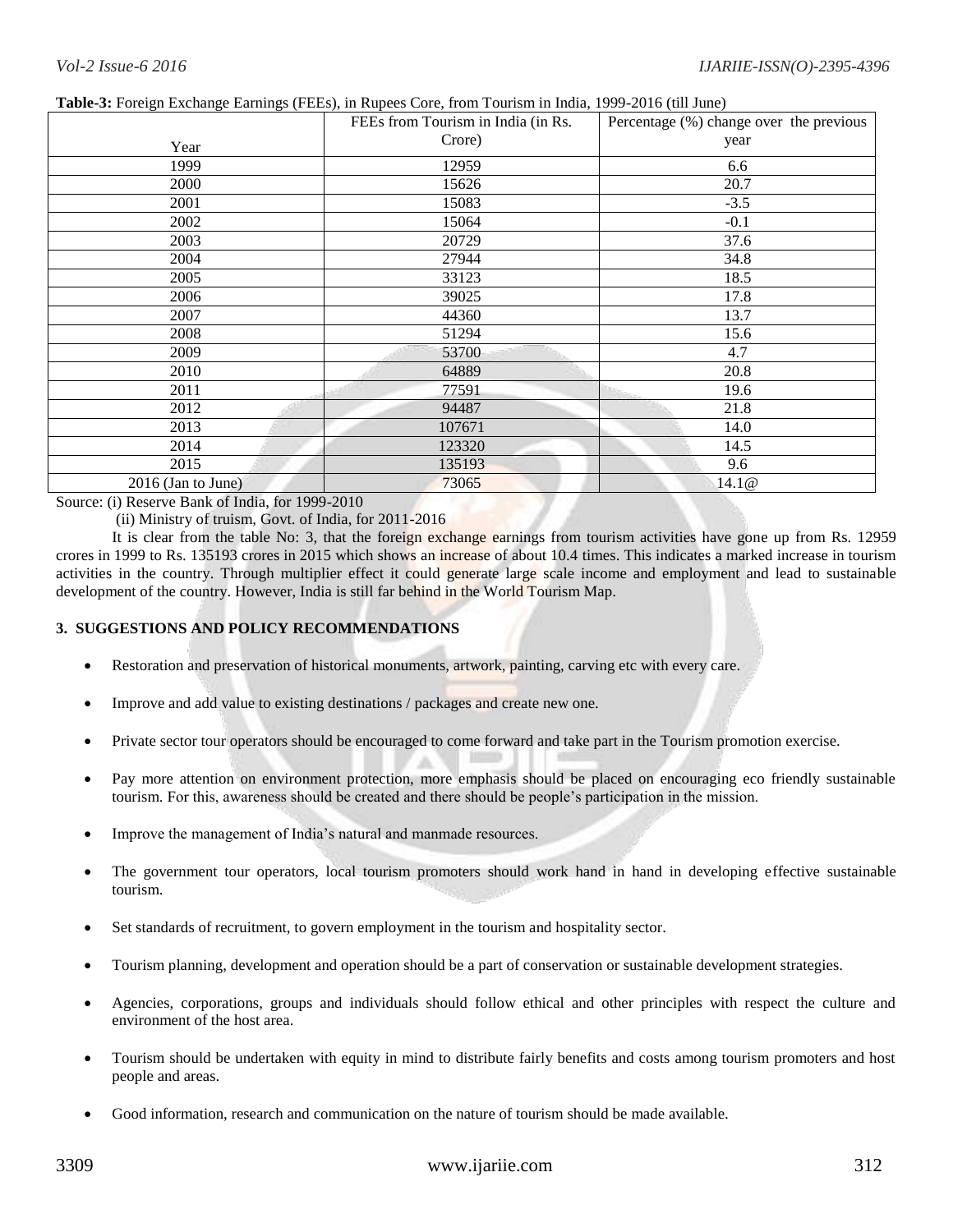**Table-3:** Foreign Exchange Earnings (FEEs), in Rupees Core, from Tourism in India, 1999-2016 (till June)

| Year | FEEs from Tourism in India (in Rs. Crore) | Percentage (%) change over the previous year |
|---|---|---|
| 1999 | 12959 | 6.6 |
| 2000 | 15626 | 20.7 |
| 2001 | 15083 | -3.5 |
| 2002 | 15064 | -0.1 |
| 2003 | 20729 | 37.6 |
| 2004 | 27944 | 34.8 |
| 2005 | 33123 | 18.5 |
| 2006 | 39025 | 17.8 |
| 2007 | 44360 | 13.7 |
| 2008 | 51294 | 15.6 |
| 2009 | 53700 | 4.7 |
| 2010 | 64889 | 20.8 |
| 2011 | 77591 | 19.6 |
| 2012 | 94487 | 21.8 |
| 2013 | 107671 | 14.0 |
| 2014 | 123320 | 14.5 |
| 2015 | 135193 | 9.6 |
| 2016 (Jan to June) | 73065 | 14.1@ |

Source: (i) Reserve Bank of India, for 1999-2010

(ii) Ministry of truism, Govt. of India, for 2011-2016

It is clear from the table No: 3, that the foreign exchange earnings from tourism activities have gone up from Rs. 12959 crores in 1999 to Rs. 135193 crores in 2015 which shows an increase of about 10.4 times. This indicates a marked increase in tourism activities in the country. Through multiplier effect it could generate large scale income and employment and lead to sustainable development of the country. However, India is still far behind in the World Tourism Map.

## 3. SUGGESTIONS AND POLICY RECOMMENDATIONS

- Restoration and preservation of historical monuments, artwork, painting, carving etc with every care.
- Improve and add value to existing destinations / packages and create new one.
- Private sector tour operators should be encouraged to come forward and take part in the Tourism promotion exercise.
- Pay more attention on environment protection, more emphasis should be placed on encouraging eco friendly sustainable tourism. For this, awareness should be created and there should be people's participation in the mission.
- Improve the management of India's natural and manmade resources.
- The government tour operators, local tourism promoters should work hand in hand in developing effective sustainable tourism.
- Set standards of recruitment, to govern employment in the tourism and hospitality sector.
- Tourism planning, development and operation should be a part of conservation or sustainable development strategies.
- Agencies, corporations, groups and individuals should follow ethical and other principles with respect the culture and environment of the host area.
- Tourism should be undertaken with equity in mind to distribute fairly benefits and costs among tourism promoters and host people and areas.
- Good information, research and communication on the nature of tourism should be made available.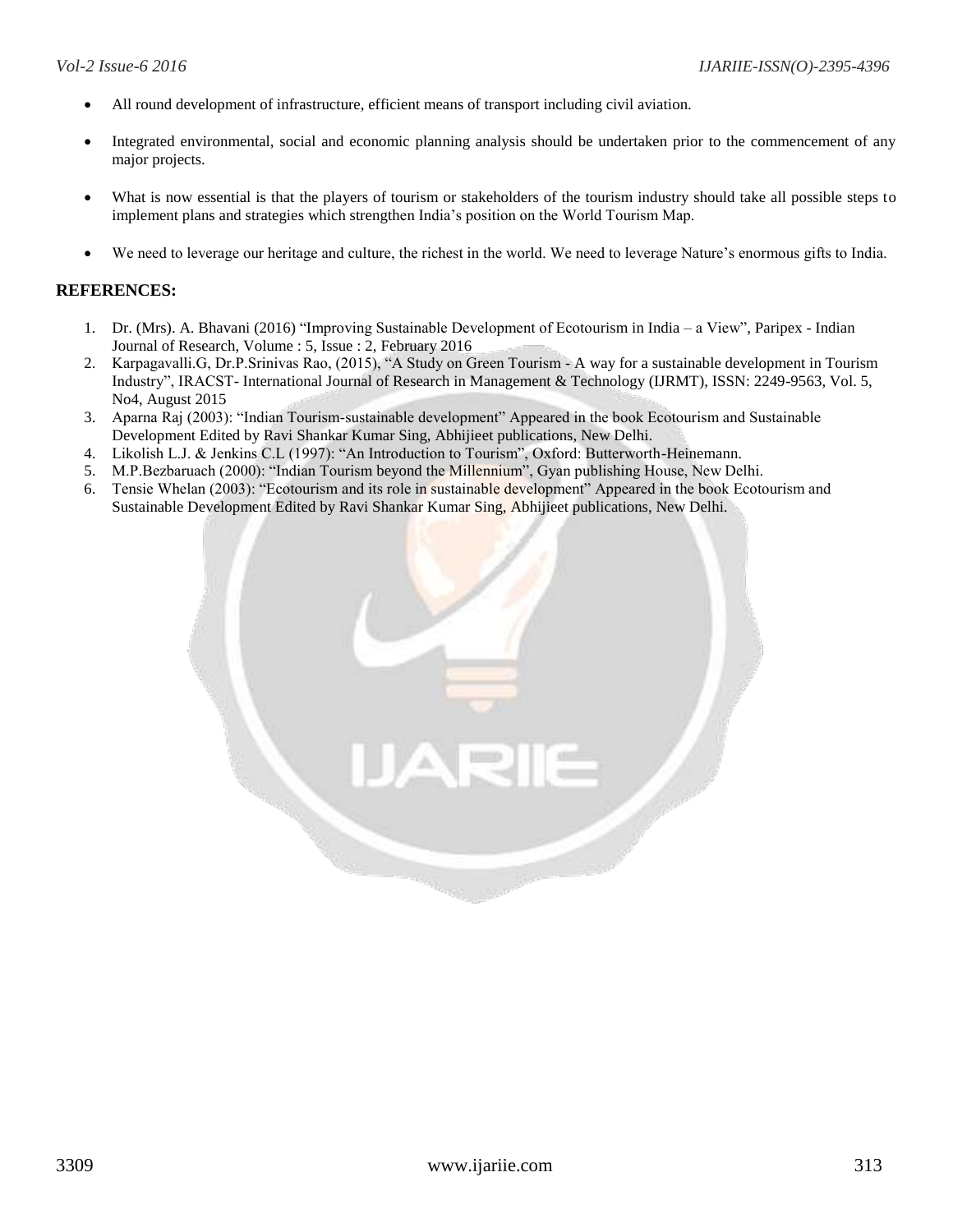- All round development of infrastructure, efficient means of transport including civil aviation.
- Integrated environmental, social and economic planning analysis should be undertaken prior to the commencement of any major projects.
- What is now essential is that the players of tourism or stakeholders of the tourism industry should take all possible steps to implement plans and strategies which strengthen India's position on the World Tourism Map.
- We need to leverage our heritage and culture, the richest in the world. We need to leverage Nature's enormous gifts to India.

## REFERENCES:

1. Dr. (Mrs). A. Bhavani (2016) "Improving Sustainable Development of Ecotourism in India – a View", Paripex - Indian Journal of Research, Volume : 5, Issue : 2, February 2016
2. Karpagavalli.G, Dr.P.Srinivas Rao, (2015), "A Study on Green Tourism - A way for a sustainable development in Tourism Industry", IRACST- International Journal of Research in Management & Technology (IJRMT), ISSN: 2249-9563, Vol. 5, No4, August 2015
3. Aparna Raj (2003): "Indian Tourism-sustainable development" Appeared in the book Ecotourism and Sustainable Development Edited by Ravi Shankar Kumar Sing, Abhijieet publications, New Delhi.
4. Likolish L.J. & Jenkins C.L (1997): "An Introduction to Tourism", Oxford: Butterworth-Heinemann.
5. M.P.Bezbaruach (2000): "Indian Tourism beyond the Millennium", Gyan publishing House, New Delhi.
6. Tensie Whelan (2003): "Ecotourism and its role in sustainable development" Appeared in the book Ecotourism and Sustainable Development Edited by Ravi Shankar Kumar Sing, Abhijieet publications, New Delhi.